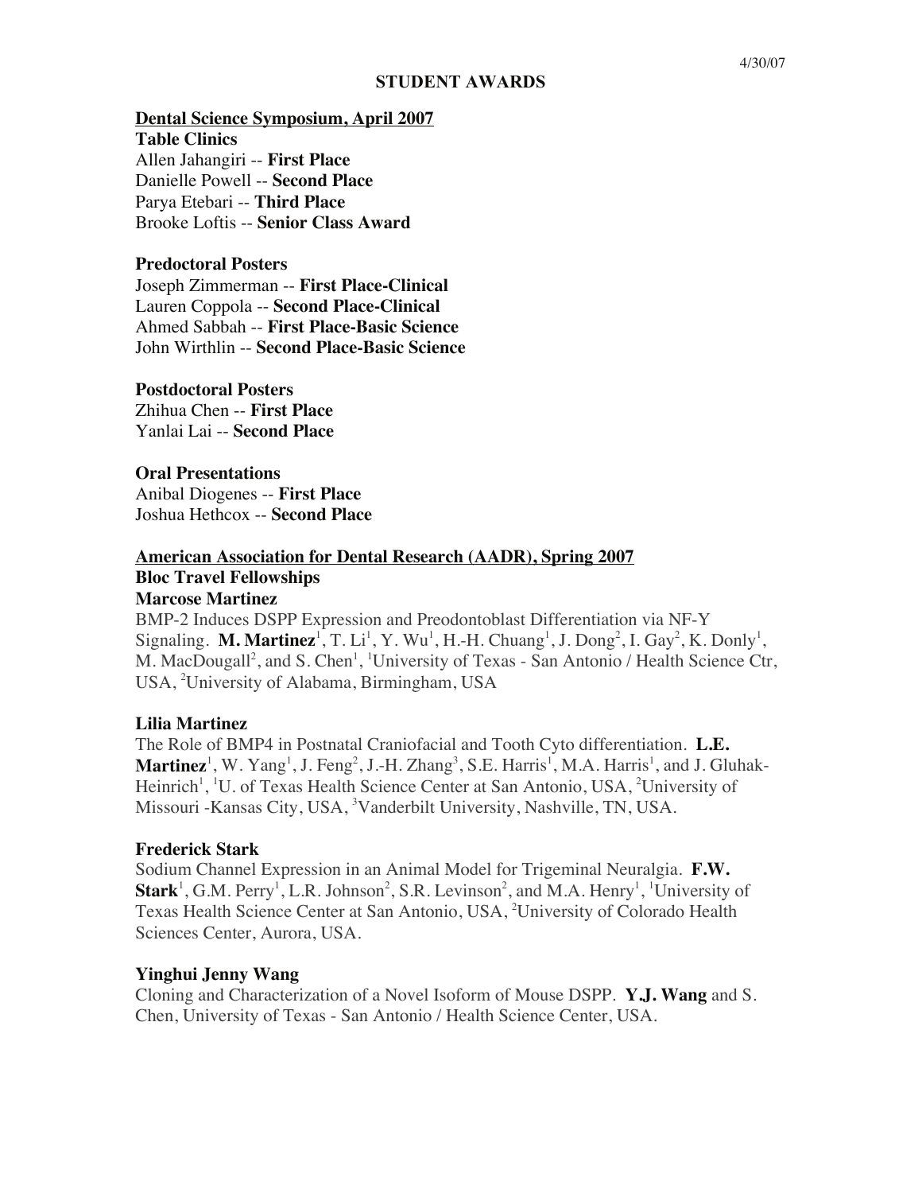4/30/07

# STUDENT AWARDS

## Dental Science Symposium, April 2007

**Table Clinics**
Allen Jahangiri -- **First Place**
Danielle Powell -- **Second Place**
Parya Etebari -- **Third Place**
Brooke Loftis -- **Senior Class Award**

**Predoctoral Posters**
Joseph Zimmerman -- **First Place-Clinical**
Lauren Coppola -- **Second Place-Clinical**
Ahmed Sabbah -- **First Place-Basic Science**
John Wirthlin -- **Second Place-Basic Science**

**Postdoctoral Posters**
Zhihua Chen -- **First Place**
Yanlai Lai -- **Second Place**

**Oral Presentations**
Anibal Diogenes -- **First Place**
Joshua Hethcox -- **Second Place**

## American Association for Dental Research (AADR), Spring 2007

**Bloc Travel Fellowships**

**Marcose Martinez**
BMP-2 Induces DSPP Expression and Preodontoblast Differentiation via NF-Y Signaling. **M. Martinez**[1], T. Li[1], Y. Wu[1], H.-H. Chuang[1], J. Dong[2], I. Gay[2], K. Donly[1], M. MacDougall[2], and S. Chen[1], [1]University of Texas - San Antonio / Health Science Ctr, USA, [2]University of Alabama, Birmingham, USA

**Lilia Martinez**
The Role of BMP4 in Postnatal Craniofacial and Tooth Cyto differentiation. **L.E. Martinez**[1], W. Yang[1], J. Feng[2], J.-H. Zhang[3], S.E. Harris[1], M.A. Harris[1], and J. Gluhak-Heinrich[1], [1]U. of Texas Health Science Center at San Antonio, USA, [2]University of Missouri -Kansas City, USA, [3]Vanderbilt University, Nashville, TN, USA.

**Frederick Stark**
Sodium Channel Expression in an Animal Model for Trigeminal Neuralgia. **F.W. Stark**[1], G.M. Perry[1], L.R. Johnson[2], S.R. Levinson[2], and M.A. Henry[1], [1]University of Texas Health Science Center at San Antonio, USA, [2]University of Colorado Health Sciences Center, Aurora, USA.

**Yinghui Jenny Wang**
Cloning and Characterization of a Novel Isoform of Mouse DSPP. **Y.J. Wang** and S. Chen, University of Texas - San Antonio / Health Science Center, USA.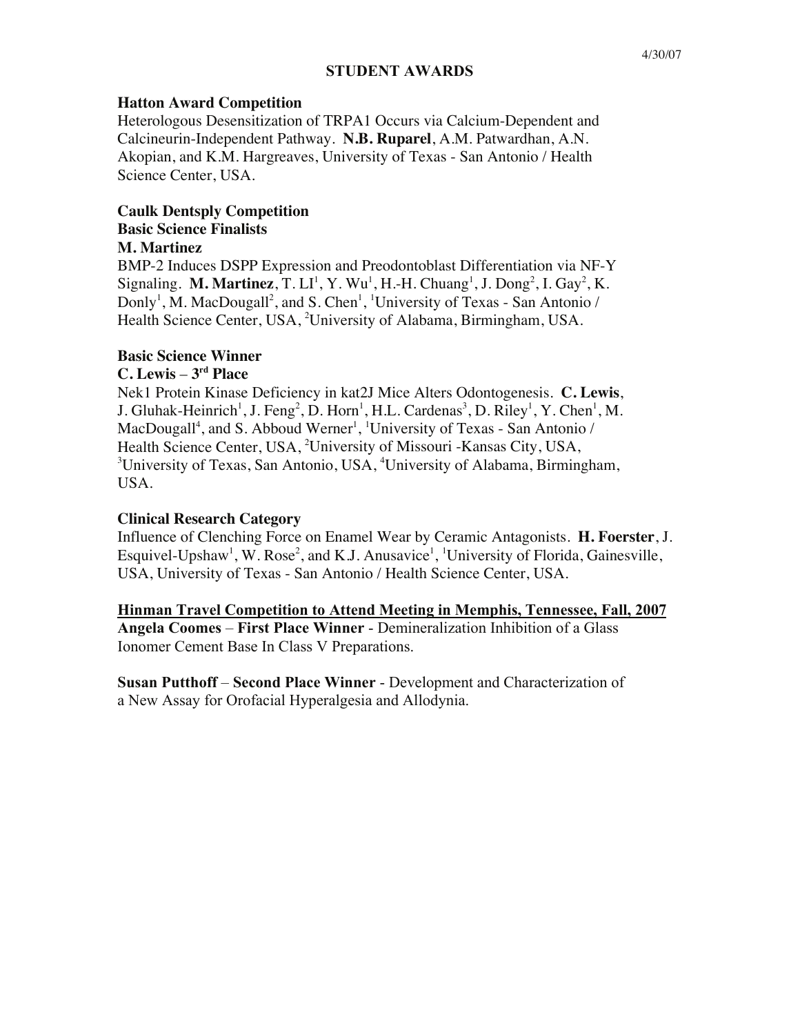4/30/07

# STUDENT AWARDS

**Hatton Award Competition**

Heterologous Desensitization of TRPA1 Occurs via Calcium-Dependent and Calcineurin-Independent Pathway. **N.B. Ruparel**, A.M. Patwardhan, A.N. Akopian, and K.M. Hargreaves, University of Texas - San Antonio / Health Science Center, USA.

**Caulk Dentsply Competition**
**Basic Science Finalists**
**M. Martinez**

BMP-2 Induces DSPP Expression and Preodontoblast Differentiation via NF-Y Signaling. **M. Martinez**, T. LI[1], Y. Wu[1], H.-H. Chuang[1], J. Dong[2], I. Gay[2], K. Donly[1], M. MacDougall[2], and S. Chen[1], [1]University of Texas - San Antonio / Health Science Center, USA, [2]University of Alabama, Birmingham, USA.

**Basic Science Winner**
**C. Lewis – 3rd Place**

Nek1 Protein Kinase Deficiency in kat2J Mice Alters Odontogenesis. **C. Lewis**, J. Gluhak-Heinrich[1], J. Feng[2], D. Horn[1], H.L. Cardenas[3], D. Riley[1], Y. Chen[1], M. MacDougall[4], and S. Abboud Werner[1], [1]University of Texas - San Antonio / Health Science Center, USA, [2]University of Missouri -Kansas City, USA, [3]University of Texas, San Antonio, USA, [4]University of Alabama, Birmingham, USA.

**Clinical Research Category**

Influence of Clenching Force on Enamel Wear by Ceramic Antagonists. **H. Foerster**, J. Esquivel-Upshaw[1], W. Rose[2], and K.J. Anusavice[1], [1]University of Florida, Gainesville, USA, University of Texas - San Antonio / Health Science Center, USA.

**Hinman Travel Competition to Attend Meeting in Memphis, Tennessee, Fall, 2007**

**Angela Coomes** – **First Place Winner** - Demineralization Inhibition of a Glass Ionomer Cement Base In Class V Preparations.

**Susan Putthoff** – **Second Place Winner** - Development and Characterization of a New Assay for Orofacial Hyperalgesia and Allodynia.